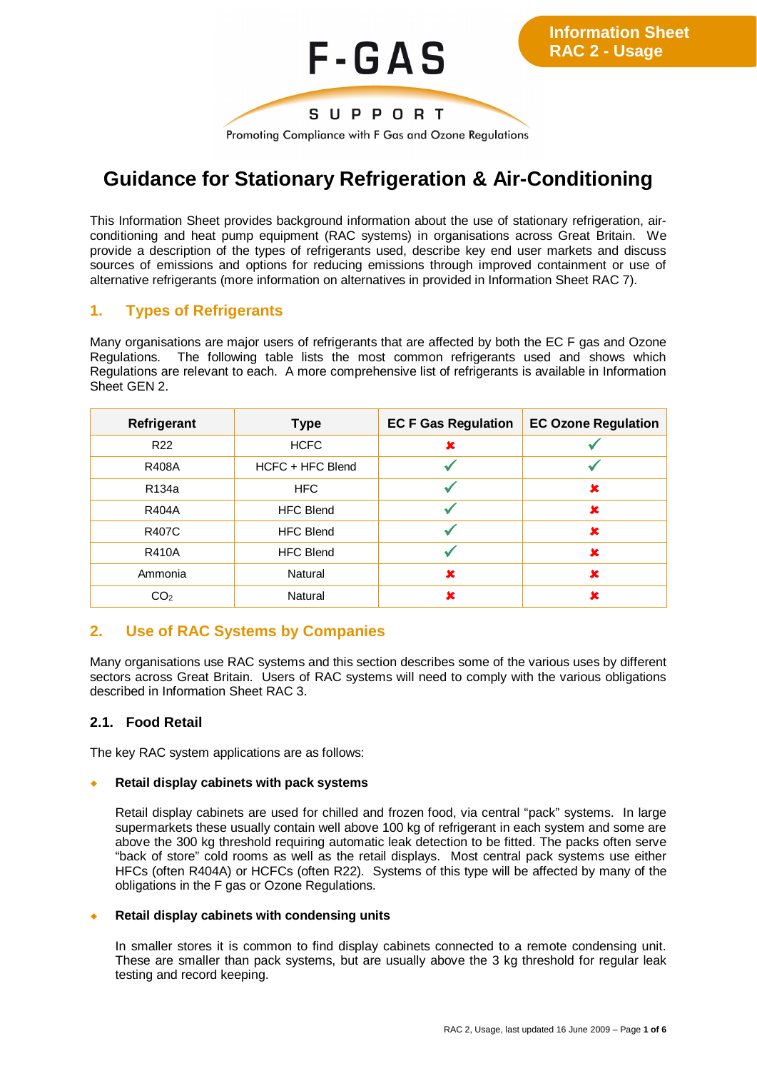Information Sheet
RAC 2 - Usage

F-GAS SUPPORT

Promoting Compliance with F Gas and Ozone Regulations

# Guidance for Stationary Refrigeration & Air-Conditioning

This Information Sheet provides background information about the use of stationary refrigeration, air-conditioning and heat pump equipment (RAC systems) in organisations across Great Britain. We provide a description of the types of refrigerants used, describe key end user markets and discuss sources of emissions and options for reducing emissions through improved containment or use of alternative refrigerants (more information on alternatives in provided in Information Sheet RAC 7).

## 1. Types of Refrigerants

Many organisations are major users of refrigerants that are affected by both the EC F gas and Ozone Regulations. The following table lists the most common refrigerants used and shows which Regulations are relevant to each. A more comprehensive list of refrigerants is available in Information Sheet GEN 2.

| Refrigerant | Type | EC F Gas Regulation | EC Ozone Regulation |
|---|---|---|---|
| R22 | HCFC | ✘ | ✔ |
| R408A | HCFC + HFC Blend | ✔ | ✔ |
| R134a | HFC | ✔ | ✘ |
| R404A | HFC Blend | ✔ | ✘ |
| R407C | HFC Blend | ✔ | ✘ |
| R410A | HFC Blend | ✔ | ✘ |
| Ammonia | Natural | ✘ | ✘ |
| $CO_2$ | Natural | ✘ | ✘ |

## 2. Use of RAC Systems by Companies

Many organisations use RAC systems and this section describes some of the various uses by different sectors across Great Britain. Users of RAC systems will need to comply with the various obligations described in Information Sheet RAC 3.

### 2.1. Food Retail

The key RAC system applications are as follows:

- **Retail display cabinets with pack systems**

  Retail display cabinets are used for chilled and frozen food, via central "pack" systems. In large supermarkets these usually contain well above 100 kg of refrigerant in each system and some are above the 300 kg threshold requiring automatic leak detection to be fitted. The packs often serve "back of store" cold rooms as well as the retail displays. Most central pack systems use either HFCs (often R404A) or HCFCs (often R22). Systems of this type will be affected by many of the obligations in the F gas or Ozone Regulations.

- **Retail display cabinets with condensing units**

  In smaller stores it is common to find display cabinets connected to a remote condensing unit. These are smaller than pack systems, but are usually above the 3 kg threshold for regular leak testing and record keeping.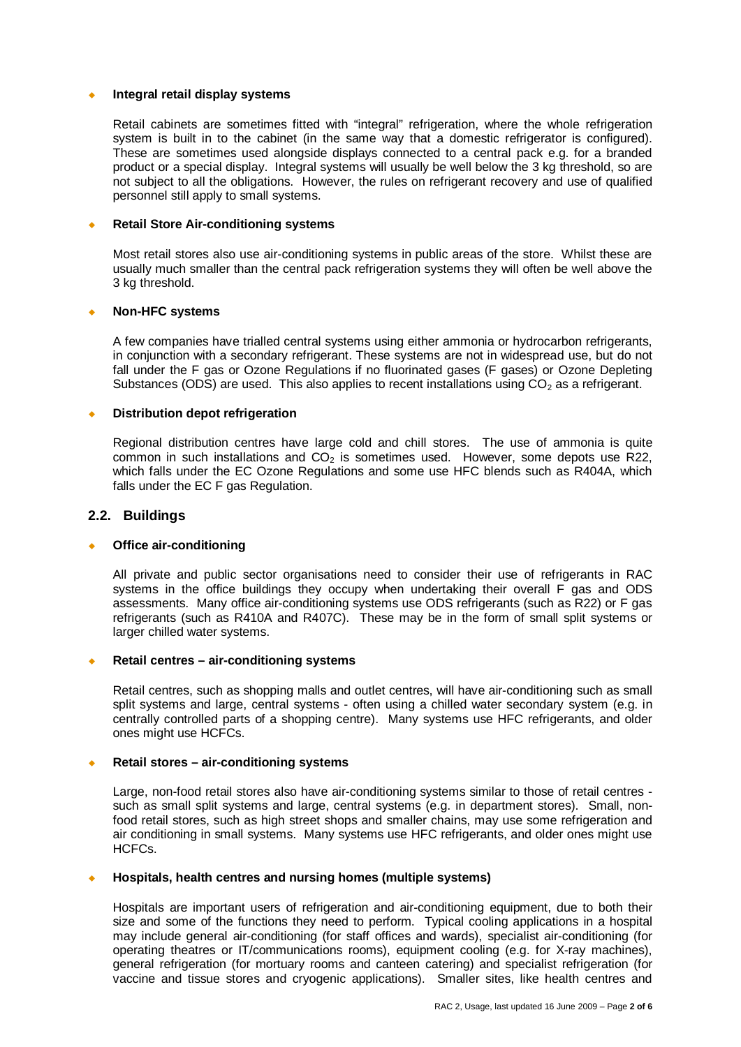- **Integral retail display systems**

  Retail cabinets are sometimes fitted with "integral" refrigeration, where the whole refrigeration system is built in to the cabinet (in the same way that a domestic refrigerator is configured). These are sometimes used alongside displays connected to a central pack e.g. for a branded product or a special display. Integral systems will usually be well below the 3 kg threshold, so are not subject to all the obligations. However, the rules on refrigerant recovery and use of qualified personnel still apply to small systems.

- **Retail Store Air-conditioning systems**

  Most retail stores also use air-conditioning systems in public areas of the store. Whilst these are usually much smaller than the central pack refrigeration systems they will often be well above the 3 kg threshold.

- **Non-HFC systems**

  A few companies have trialled central systems using either ammonia or hydrocarbon refrigerants, in conjunction with a secondary refrigerant. These systems are not in widespread use, but do not fall under the F gas or Ozone Regulations if no fluorinated gases (F gases) or Ozone Depleting Substances (ODS) are used. This also applies to recent installations using $CO_2$ as a refrigerant.

- **Distribution depot refrigeration**

  Regional distribution centres have large cold and chill stores. The use of ammonia is quite common in such installations and $CO_2$ is sometimes used. However, some depots use R22, which falls under the EC Ozone Regulations and some use HFC blends such as R404A, which falls under the EC F gas Regulation.

## 2.2. Buildings

- **Office air-conditioning**

  All private and public sector organisations need to consider their use of refrigerants in RAC systems in the office buildings they occupy when undertaking their overall F gas and ODS assessments. Many office air-conditioning systems use ODS refrigerants (such as R22) or F gas refrigerants (such as R410A and R407C). These may be in the form of small split systems or larger chilled water systems.

- **Retail centres – air-conditioning systems**

  Retail centres, such as shopping malls and outlet centres, will have air-conditioning such as small split systems and large, central systems - often using a chilled water secondary system (e.g. in centrally controlled parts of a shopping centre). Many systems use HFC refrigerants, and older ones might use HCFCs.

- **Retail stores – air-conditioning systems**

  Large, non-food retail stores also have air-conditioning systems similar to those of retail centres - such as small split systems and large, central systems (e.g. in department stores). Small, non-food retail stores, such as high street shops and smaller chains, may use some refrigeration and air conditioning in small systems. Many systems use HFC refrigerants, and older ones might use HCFCs.

- **Hospitals, health centres and nursing homes (multiple systems)**

  Hospitals are important users of refrigeration and air-conditioning equipment, due to both their size and some of the functions they need to perform. Typical cooling applications in a hospital may include general air-conditioning (for staff offices and wards), specialist air-conditioning (for operating theatres or IT/communications rooms), equipment cooling (e.g. for X-ray machines), general refrigeration (for mortuary rooms and canteen catering) and specialist refrigeration (for vaccine and tissue stores and cryogenic applications). Smaller sites, like health centres and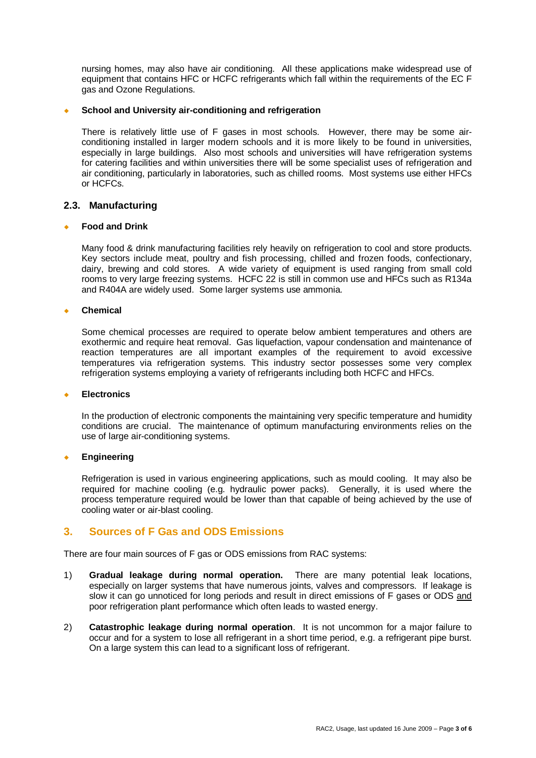nursing homes, may also have air conditioning. All these applications make widespread use of equipment that contains HFC or HCFC refrigerants which fall within the requirements of the EC F gas and Ozone Regulations.

- **School and University air-conditioning and refrigeration**

  There is relatively little use of F gases in most schools. However, there may be some air-conditioning installed in larger modern schools and it is more likely to be found in universities, especially in large buildings. Also most schools and universities will have refrigeration systems for catering facilities and within universities there will be some specialist uses of refrigeration and air conditioning, particularly in laboratories, such as chilled rooms. Most systems use either HFCs or HCFCs.

### 2.3. Manufacturing

- **Food and Drink**

  Many food & drink manufacturing facilities rely heavily on refrigeration to cool and store products. Key sectors include meat, poultry and fish processing, chilled and frozen foods, confectionary, dairy, brewing and cold stores. A wide variety of equipment is used ranging from small cold rooms to very large freezing systems. HCFC 22 is still in common use and HFCs such as R134a and R404A are widely used. Some larger systems use ammonia.

- **Chemical**

  Some chemical processes are required to operate below ambient temperatures and others are exothermic and require heat removal. Gas liquefaction, vapour condensation and maintenance of reaction temperatures are all important examples of the requirement to avoid excessive temperatures via refrigeration systems. This industry sector possesses some very complex refrigeration systems employing a variety of refrigerants including both HCFC and HFCs.

- **Electronics**

  In the production of electronic components the maintaining very specific temperature and humidity conditions are crucial. The maintenance of optimum manufacturing environments relies on the use of large air-conditioning systems.

- **Engineering**

  Refrigeration is used in various engineering applications, such as mould cooling. It may also be required for machine cooling (e.g. hydraulic power packs). Generally, it is used where the process temperature required would be lower than that capable of being achieved by the use of cooling water or air-blast cooling.

## 3. Sources of F Gas and ODS Emissions

There are four main sources of F gas or ODS emissions from RAC systems:

1) **Gradual leakage during normal operation.** There are many potential leak locations, especially on larger systems that have numerous joints, valves and compressors. If leakage is slow it can go unnoticed for long periods and result in direct emissions of F gases or ODS and poor refrigeration plant performance which often leads to wasted energy.

2) **Catastrophic leakage during normal operation**. It is not uncommon for a major failure to occur and for a system to lose all refrigerant in a short time period, e.g. a refrigerant pipe burst. On a large system this can lead to a significant loss of refrigerant.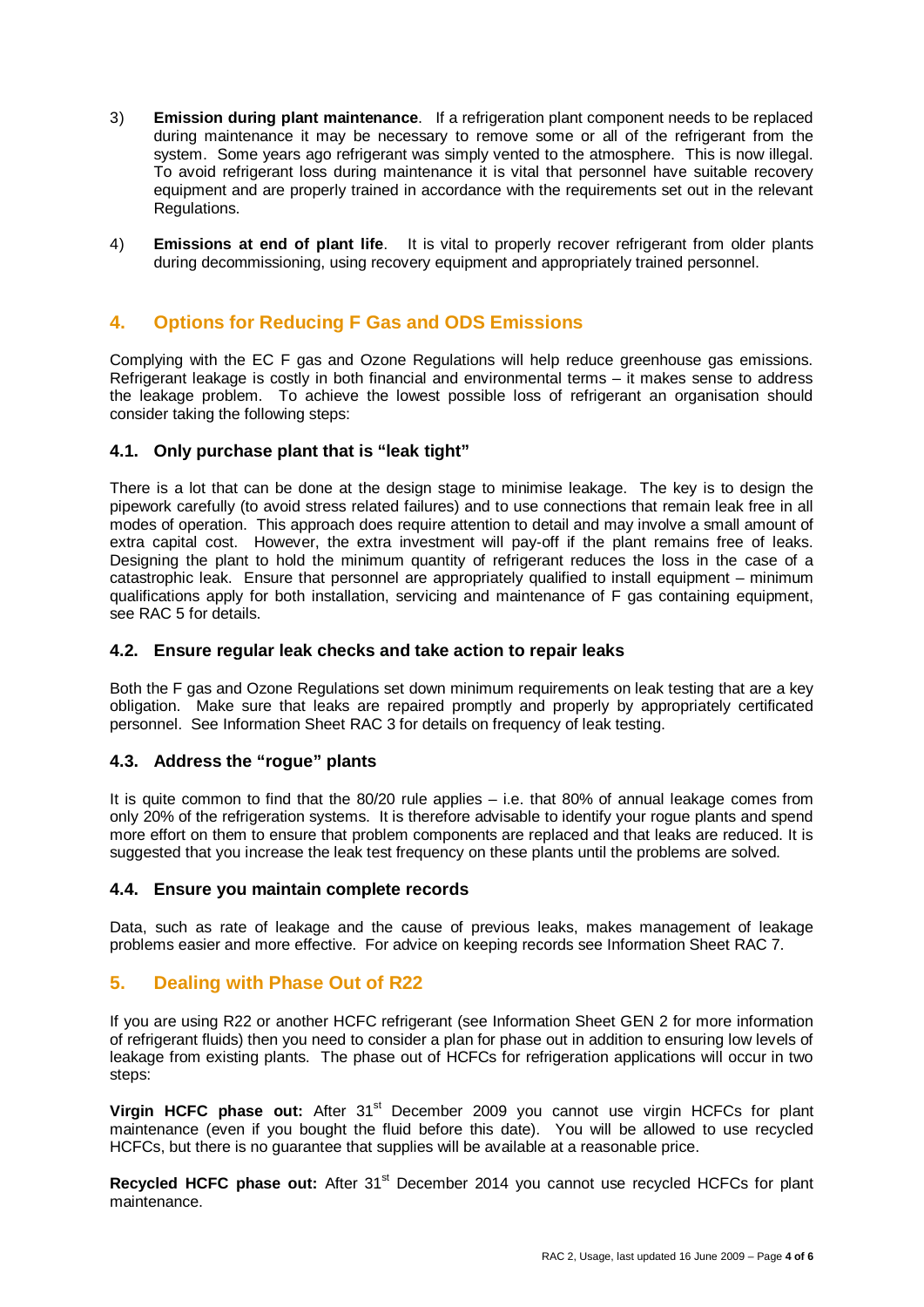3) **Emission during plant maintenance**. If a refrigeration plant component needs to be replaced during maintenance it may be necessary to remove some or all of the refrigerant from the system. Some years ago refrigerant was simply vented to the atmosphere. This is now illegal. To avoid refrigerant loss during maintenance it is vital that personnel have suitable recovery equipment and are properly trained in accordance with the requirements set out in the relevant Regulations.

4) **Emissions at end of plant life**. It is vital to properly recover refrigerant from older plants during decommissioning, using recovery equipment and appropriately trained personnel.

## 4. Options for Reducing F Gas and ODS Emissions

Complying with the EC F gas and Ozone Regulations will help reduce greenhouse gas emissions. Refrigerant leakage is costly in both financial and environmental terms – it makes sense to address the leakage problem. To achieve the lowest possible loss of refrigerant an organisation should consider taking the following steps:

### 4.1. Only purchase plant that is "leak tight"

There is a lot that can be done at the design stage to minimise leakage. The key is to design the pipework carefully (to avoid stress related failures) and to use connections that remain leak free in all modes of operation. This approach does require attention to detail and may involve a small amount of extra capital cost. However, the extra investment will pay-off if the plant remains free of leaks. Designing the plant to hold the minimum quantity of refrigerant reduces the loss in the case of a catastrophic leak. Ensure that personnel are appropriately qualified to install equipment – minimum qualifications apply for both installation, servicing and maintenance of F gas containing equipment, see RAC 5 for details.

### 4.2. Ensure regular leak checks and take action to repair leaks

Both the F gas and Ozone Regulations set down minimum requirements on leak testing that are a key obligation. Make sure that leaks are repaired promptly and properly by appropriately certificated personnel. See Information Sheet RAC 3 for details on frequency of leak testing.

### 4.3. Address the "rogue" plants

It is quite common to find that the 80/20 rule applies – i.e. that 80% of annual leakage comes from only 20% of the refrigeration systems. It is therefore advisable to identify your rogue plants and spend more effort on them to ensure that problem components are replaced and that leaks are reduced. It is suggested that you increase the leak test frequency on these plants until the problems are solved.

### 4.4. Ensure you maintain complete records

Data, such as rate of leakage and the cause of previous leaks, makes management of leakage problems easier and more effective. For advice on keeping records see Information Sheet RAC 7.

## 5. Dealing with Phase Out of R22

If you are using R22 or another HCFC refrigerant (see Information Sheet GEN 2 for more information of refrigerant fluids) then you need to consider a plan for phase out in addition to ensuring low levels of leakage from existing plants. The phase out of HCFCs for refrigeration applications will occur in two steps:

**Virgin HCFC phase out:** After 31st December 2009 you cannot use virgin HCFCs for plant maintenance (even if you bought the fluid before this date). You will be allowed to use recycled HCFCs, but there is no guarantee that supplies will be available at a reasonable price.

**Recycled HCFC phase out:** After 31st December 2014 you cannot use recycled HCFCs for plant maintenance.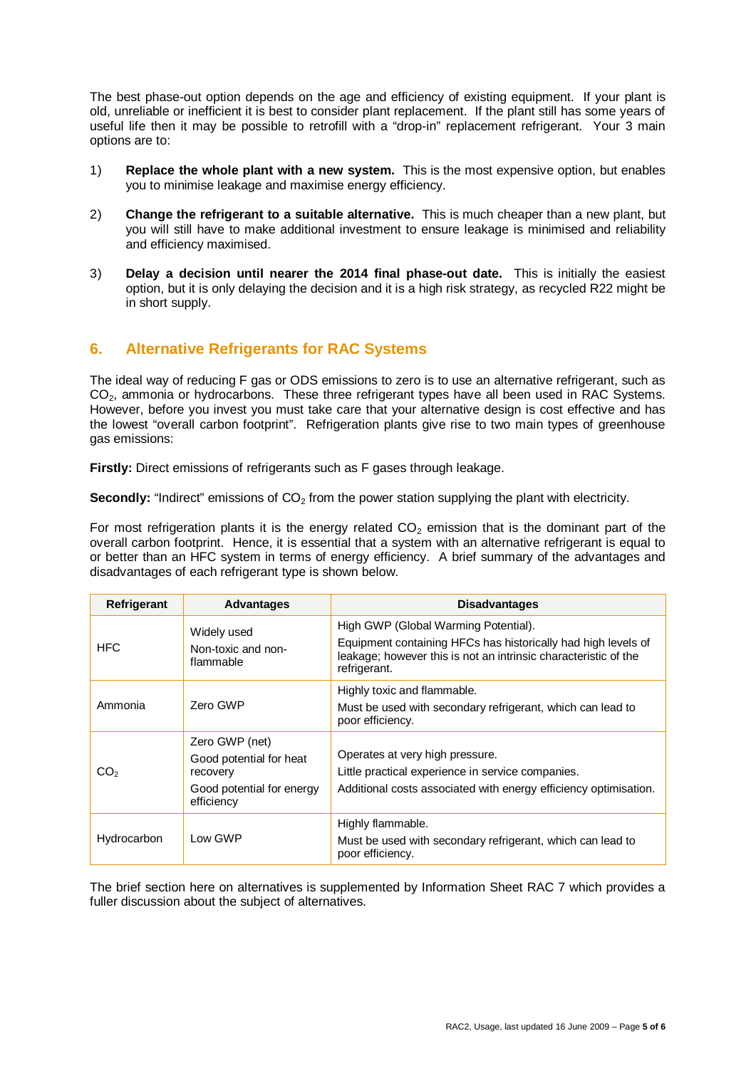The best phase-out option depends on the age and efficiency of existing equipment. If your plant is old, unreliable or inefficient it is best to consider plant replacement. If the plant still has some years of useful life then it may be possible to retrofill with a "drop-in" replacement refrigerant. Your 3 main options are to:

1) **Replace the whole plant with a new system.** This is the most expensive option, but enables you to minimise leakage and maximise energy efficiency.

2) **Change the refrigerant to a suitable alternative.** This is much cheaper than a new plant, but you will still have to make additional investment to ensure leakage is minimised and reliability and efficiency maximised.

3) **Delay a decision until nearer the 2014 final phase-out date.** This is initially the easiest option, but it is only delaying the decision and it is a high risk strategy, as recycled R22 might be in short supply.

## 6. Alternative Refrigerants for RAC Systems

The ideal way of reducing F gas or ODS emissions to zero is to use an alternative refrigerant, such as $CO_2$, ammonia or hydrocarbons. These three refrigerant types have all been used in RAC Systems. However, before you invest you must take care that your alternative design is cost effective and has the lowest "overall carbon footprint". Refrigeration plants give rise to two main types of greenhouse gas emissions:

**Firstly:** Direct emissions of refrigerants such as F gases through leakage.

**Secondly:** "Indirect" emissions of $CO_2$ from the power station supplying the plant with electricity.

For most refrigeration plants it is the energy related $CO_2$ emission that is the dominant part of the overall carbon footprint. Hence, it is essential that a system with an alternative refrigerant is equal to or better than an HFC system in terms of energy efficiency. A brief summary of the advantages and disadvantages of each refrigerant type is shown below.

| Refrigerant | Advantages | Disadvantages |
|---|---|---|
| HFC | Widely used<br>Non-toxic and non-flammable | High GWP (Global Warming Potential).<br>Equipment containing HFCs has historically had high levels of leakage; however this is not an intrinsic characteristic of the refrigerant. |
| Ammonia | Zero GWP | Highly toxic and flammable.<br>Must be used with secondary refrigerant, which can lead to poor efficiency. |
| $CO_2$ | Zero GWP (net)<br>Good potential for heat recovery<br>Good potential for energy efficiency | Operates at very high pressure.<br>Little practical experience in service companies.<br>Additional costs associated with energy efficiency optimisation. |
| Hydrocarbon | Low GWP | Highly flammable.<br>Must be used with secondary refrigerant, which can lead to poor efficiency. |

The brief section here on alternatives is supplemented by Information Sheet RAC 7 which provides a fuller discussion about the subject of alternatives.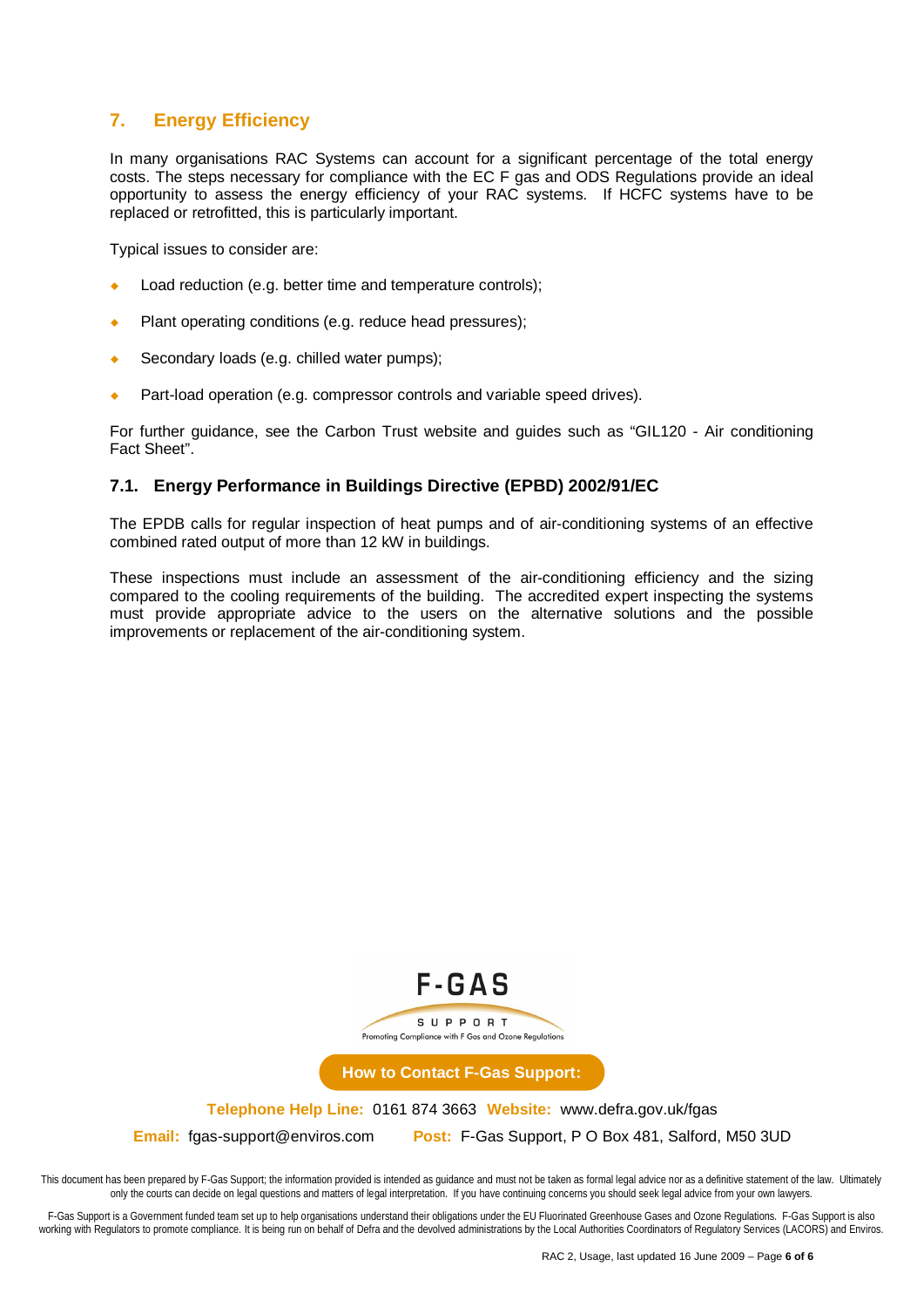## 7. Energy Efficiency

In many organisations RAC Systems can account for a significant percentage of the total energy costs. The steps necessary for compliance with the EC F gas and ODS Regulations provide an ideal opportunity to assess the energy efficiency of your RAC systems. If HCFC systems have to be replaced or retrofitted, this is particularly important.

Typical issues to consider are:

- Load reduction (e.g. better time and temperature controls);
- Plant operating conditions (e.g. reduce head pressures);
- Secondary loads (e.g. chilled water pumps);
- Part-load operation (e.g. compressor controls and variable speed drives).

For further guidance, see the Carbon Trust website and guides such as "GIL120 - Air conditioning Fact Sheet".

### 7.1. Energy Performance in Buildings Directive (EPBD) 2002/91/EC

The EPDB calls for regular inspection of heat pumps and of air-conditioning systems of an effective combined rated output of more than 12 kW in buildings.

These inspections must include an assessment of the air-conditioning efficiency and the sizing compared to the cooling requirements of the building. The accredited expert inspecting the systems must provide appropriate advice to the users on the alternative solutions and the possible improvements or replacement of the air-conditioning system.

F-GAS

SUPPORT

Promoting Compliance with F Gas and Ozone Regulations

**How to Contact F-Gas Support:**

**Telephone Help Line:** 0161 874 3663 **Website:** www.defra.gov.uk/fgas

**Email:** fgas-support@enviros.com **Post:** F-Gas Support, P O Box 481, Salford, M50 3UD

This document has been prepared by F-Gas Support; the information provided is intended as guidance and must not be taken as formal legal advice nor as a definitive statement of the law. Ultimately only the courts can decide on legal questions and matters of legal interpretation. If you have continuing concerns you should seek legal advice from your own lawyers.

F-Gas Support is a Government funded team set up to help organisations understand their obligations under the EU Fluorinated Greenhouse Gases and Ozone Regulations. F-Gas Support is also working with Regulators to promote compliance. It is being run on behalf of Defra and the devolved administrations by the Local Authorities Coordinators of Regulatory Services (LACORS) and Enviros.